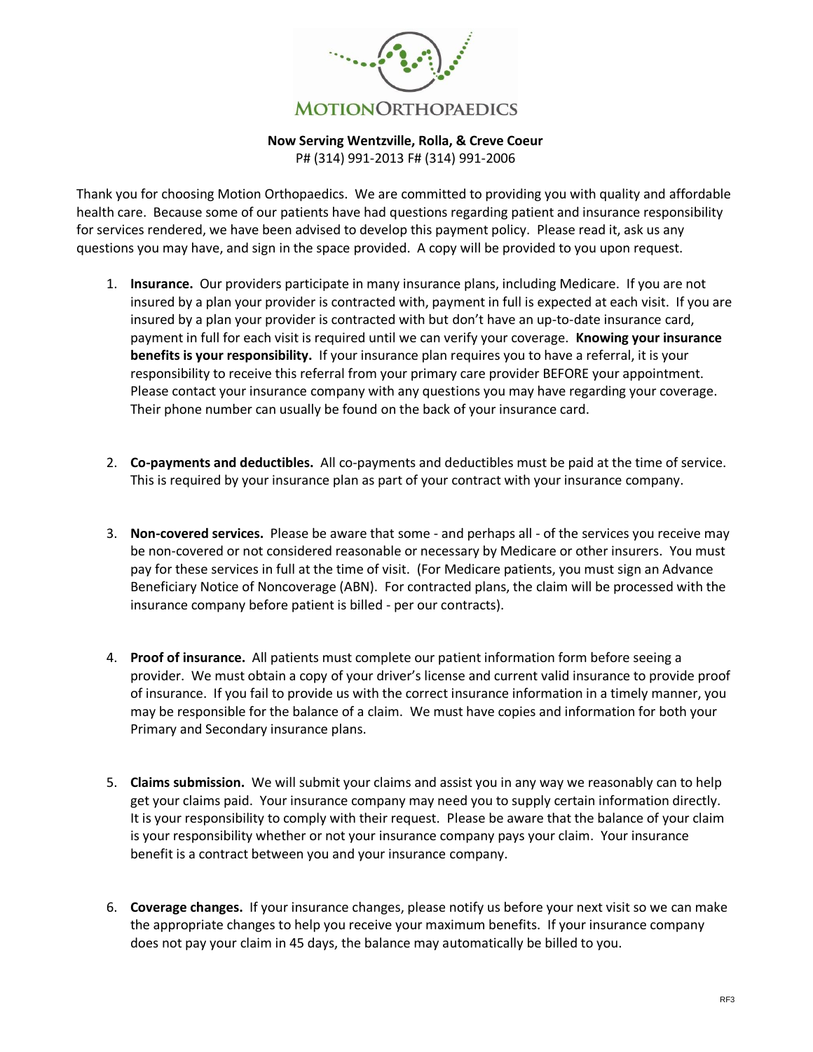# MOTIONORTHOPAEDICS

**Now Serving Wentzville, Rolla, & Creve Coeur**
P# (314) 991-2013 F# (314) 991-2006

Thank you for choosing Motion Orthopaedics. We are committed to providing you with quality and affordable health care. Because some of our patients have had questions regarding patient and insurance responsibility for services rendered, we have been advised to develop this payment policy. Please read it, ask us any questions you may have, and sign in the space provided. A copy will be provided to you upon request.

1. **Insurance.** Our providers participate in many insurance plans, including Medicare. If you are not insured by a plan your provider is contracted with, payment in full is expected at each visit. If you are insured by a plan your provider is contracted with but don't have an up-to-date insurance card, payment in full for each visit is required until we can verify your coverage. **Knowing your insurance benefits is your responsibility.** If your insurance plan requires you to have a referral, it is your responsibility to receive this referral from your primary care provider BEFORE your appointment. Please contact your insurance company with any questions you may have regarding your coverage. Their phone number can usually be found on the back of your insurance card.

2. **Co-payments and deductibles.** All co-payments and deductibles must be paid at the time of service. This is required by your insurance plan as part of your contract with your insurance company.

3. **Non-covered services.** Please be aware that some - and perhaps all - of the services you receive may be non-covered or not considered reasonable or necessary by Medicare or other insurers. You must pay for these services in full at the time of visit. (For Medicare patients, you must sign an Advance Beneficiary Notice of Noncoverage (ABN). For contracted plans, the claim will be processed with the insurance company before patient is billed - per our contracts).

4. **Proof of insurance.** All patients must complete our patient information form before seeing a provider. We must obtain a copy of your driver's license and current valid insurance to provide proof of insurance. If you fail to provide us with the correct insurance information in a timely manner, you may be responsible for the balance of a claim. We must have copies and information for both your Primary and Secondary insurance plans.

5. **Claims submission.** We will submit your claims and assist you in any way we reasonably can to help get your claims paid. Your insurance company may need you to supply certain information directly. It is your responsibility to comply with their request. Please be aware that the balance of your claim is your responsibility whether or not your insurance company pays your claim. Your insurance benefit is a contract between you and your insurance company.

6. **Coverage changes.** If your insurance changes, please notify us before your next visit so we can make the appropriate changes to help you receive your maximum benefits. If your insurance company does not pay your claim in 45 days, the balance may automatically be billed to you.

RF3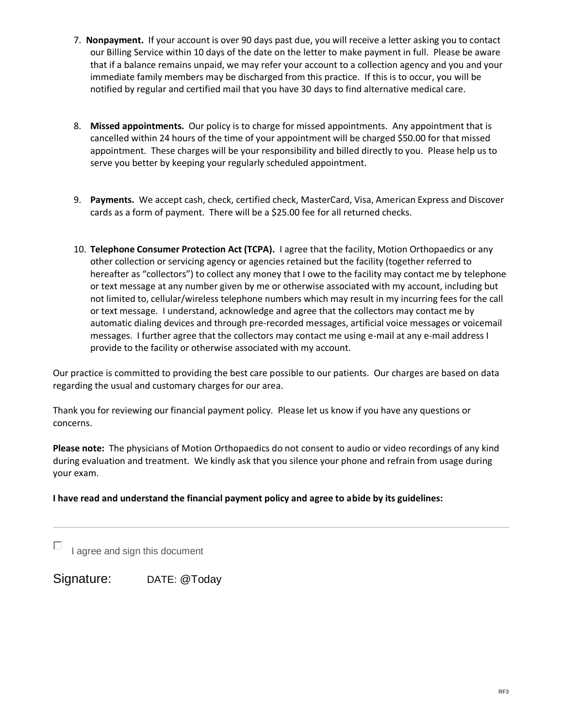7. **Nonpayment.** If your account is over 90 days past due, you will receive a letter asking you to contact our Billing Service within 10 days of the date on the letter to make payment in full. Please be aware that if a balance remains unpaid, we may refer your account to a collection agency and you and your immediate family members may be discharged from this practice. If this is to occur, you will be notified by regular and certified mail that you have 30 days to find alternative medical care.

8. **Missed appointments.** Our policy is to charge for missed appointments. Any appointment that is cancelled within 24 hours of the time of your appointment will be charged $50.00 for that missed appointment. These charges will be your responsibility and billed directly to you. Please help us to serve you better by keeping your regularly scheduled appointment.

9. **Payments.** We accept cash, check, certified check, MasterCard, Visa, American Express and Discover cards as a form of payment. There will be a $25.00 fee for all returned checks.

10. **Telephone Consumer Protection Act (TCPA).** I agree that the facility, Motion Orthopaedics or any other collection or servicing agency or agencies retained but the facility (together referred to hereafter as "collectors") to collect any money that I owe to the facility may contact me by telephone or text message at any number given by me or otherwise associated with my account, including but not limited to, cellular/wireless telephone numbers which may result in my incurring fees for the call or text message. I understand, acknowledge and agree that the collectors may contact me by automatic dialing devices and through pre-recorded messages, artificial voice messages or voicemail messages. I further agree that the collectors may contact me using e-mail at any e-mail address I provide to the facility or otherwise associated with my account.

Our practice is committed to providing the best care possible to our patients. Our charges are based on data regarding the usual and customary charges for our area.

Thank you for reviewing our financial payment policy. Please let us know if you have any questions or concerns.

**Please note:** The physicians of Motion Orthopaedics do not consent to audio or video recordings of any kind during evaluation and treatment. We kindly ask that you silence your phone and refrain from usage during your exam.

**I have read and understand the financial payment policy and agree to abide by its guidelines:**

---

☐ I agree and sign this document

Signature: DATE: @Today

RF3